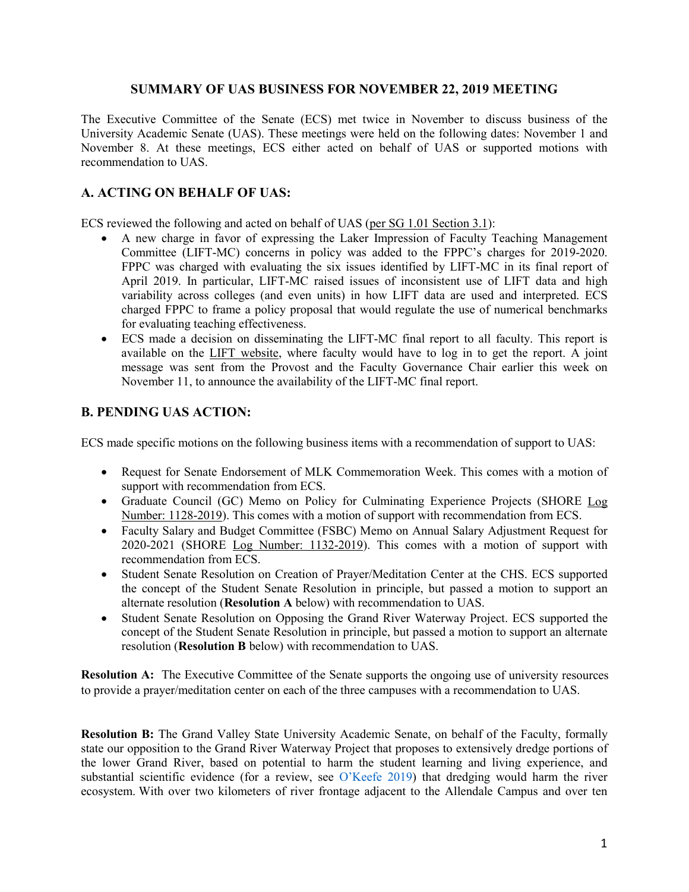# SUMMARY OF UAS BUSINESS FOR NOVEMBER 22, 2019 MEETING

The Executive Committee of the Senate (ECS) met twice in November to discuss business of the University Academic Senate (UAS). These meetings were held on the following dates: November 1 and November 8. At these meetings, ECS either acted on behalf of UAS or supported motions with recommendation to UAS.

## A. ACTING ON BEHALF OF UAS:

ECS reviewed the following and acted on behalf of UAS (per SG 1.01 Section 3.1):

- A new charge in favor of expressing the Laker Impression of Faculty Teaching Management Committee (LIFT-MC) concerns in policy was added to the FPPC's charges for 2019-2020. FPPC was charged with evaluating the six issues identified by LIFT-MC in its final report of April 2019. In particular, LIFT-MC raised issues of inconsistent use of LIFT data and high variability across colleges (and even units) in how LIFT data are used and interpreted. ECS charged FPPC to frame a policy proposal that would regulate the use of numerical benchmarks for evaluating teaching effectiveness.
- ECS made a decision on disseminating the LIFT-MC final report to all faculty. This report is available on the LIFT website, where faculty would have to log in to get the report. A joint message was sent from the Provost and the Faculty Governance Chair earlier this week on November 11, to announce the availability of the LIFT-MC final report.

## B. PENDING UAS ACTION:

ECS made specific motions on the following business items with a recommendation of support to UAS:

- Request for Senate Endorsement of MLK Commemoration Week. This comes with a motion of support with recommendation from ECS.
- Graduate Council (GC) Memo on Policy for Culminating Experience Projects (SHORE Log Number: 1128-2019). This comes with a motion of support with recommendation from ECS.
- Faculty Salary and Budget Committee (FSBC) Memo on Annual Salary Adjustment Request for 2020-2021 (SHORE Log Number: 1132-2019). This comes with a motion of support with recommendation from ECS.
- Student Senate Resolution on Creation of Prayer/Meditation Center at the CHS. ECS supported the concept of the Student Senate Resolution in principle, but passed a motion to support an alternate resolution (**Resolution A** below) with recommendation to UAS.
- Student Senate Resolution on Opposing the Grand River Waterway Project. ECS supported the concept of the Student Senate Resolution in principle, but passed a motion to support an alternate resolution (**Resolution B** below) with recommendation to UAS.

**Resolution A:** The Executive Committee of the Senate supports the ongoing use of university resources to provide a prayer/meditation center on each of the three campuses with a recommendation to UAS.

**Resolution B:** The Grand Valley State University Academic Senate, on behalf of the Faculty, formally state our opposition to the Grand River Waterway Project that proposes to extensively dredge portions of the lower Grand River, based on potential to harm the student learning and living experience, and substantial scientific evidence (for a review, see O'Keefe 2019) that dredging would harm the river ecosystem. With over two kilometers of river frontage adjacent to the Allendale Campus and over ten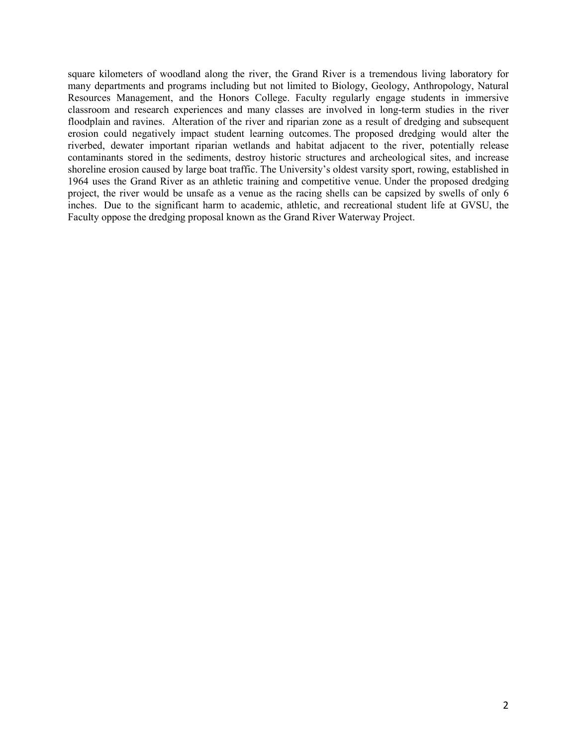square kilometers of woodland along the river, the Grand River is a tremendous living laboratory for many departments and programs including but not limited to Biology, Geology, Anthropology, Natural Resources Management, and the Honors College. Faculty regularly engage students in immersive classroom and research experiences and many classes are involved in long-term studies in the river floodplain and ravines. Alteration of the river and riparian zone as a result of dredging and subsequent erosion could negatively impact student learning outcomes. The proposed dredging would alter the riverbed, dewater important riparian wetlands and habitat adjacent to the river, potentially release contaminants stored in the sediments, destroy historic structures and archeological sites, and increase shoreline erosion caused by large boat traffic. The University's oldest varsity sport, rowing, established in 1964 uses the Grand River as an athletic training and competitive venue. Under the proposed dredging project, the river would be unsafe as a venue as the racing shells can be capsized by swells of only 6 inches. Due to the significant harm to academic, athletic, and recreational student life at GVSU, the Faculty oppose the dredging proposal known as the Grand River Waterway Project.